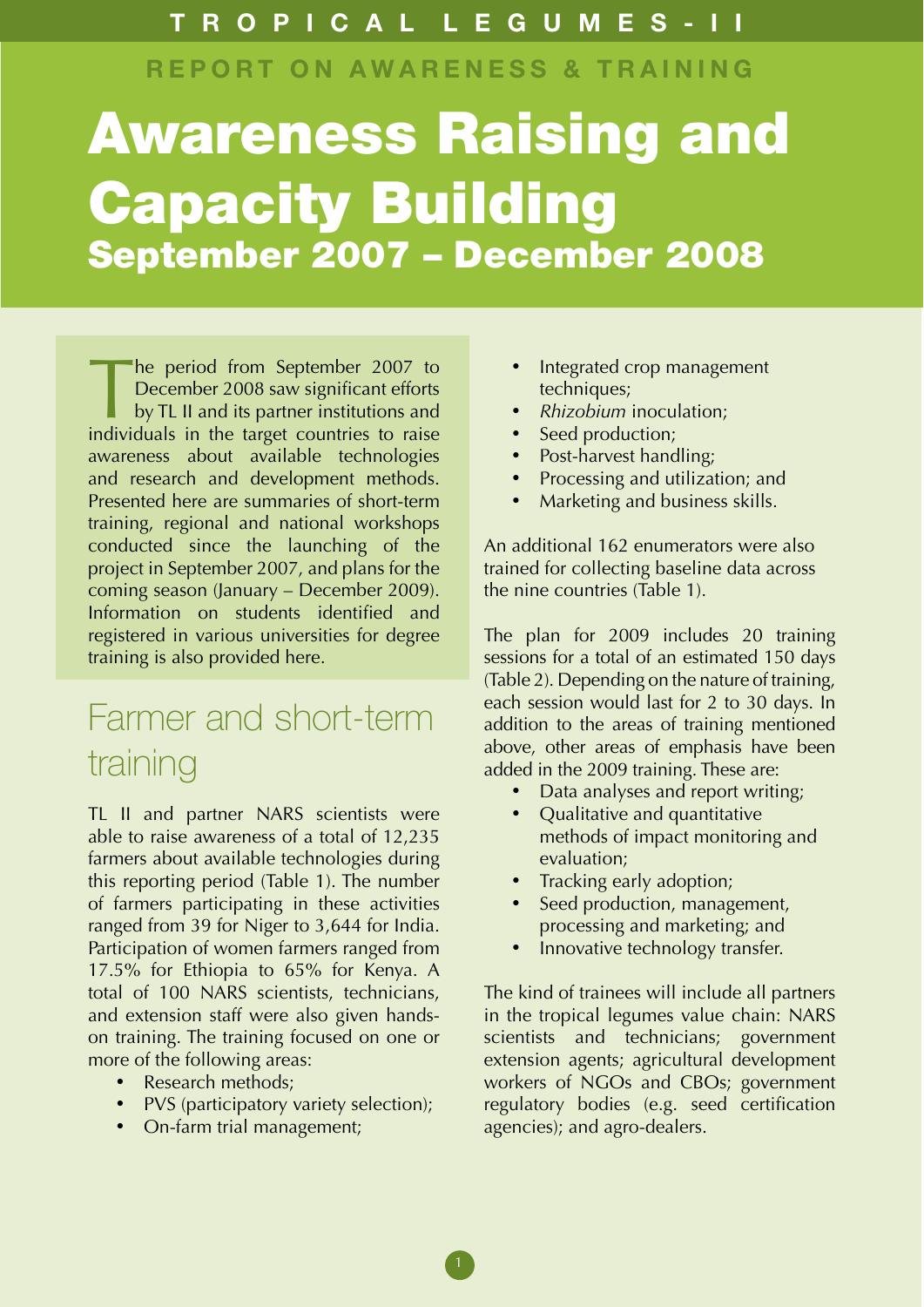TROPICAL LEGUMES-II

REPORT ON AWARENESS & TRAINING

# Awareness Raising and Capacity Building

## September 2007 – December 2008

The period from September 2007 to December 2008 saw significant efforts by TL II and its partner institutions and individuals in the target countries to raise awareness about available technologies and research and development methods. Presented here are summaries of short-term training, regional and national workshops conducted since the launching of the project in September 2007, and plans for the coming season (January – December 2009). Information on students identified and registered in various universities for degree training is also provided here.

## Farmer and short-term training

TL II and partner NARS scientists were able to raise awareness of a total of 12,235 farmers about available technologies during this reporting period (Table 1). The number of farmers participating in these activities ranged from 39 for Niger to 3,644 for India. Participation of women farmers ranged from 17.5% for Ethiopia to 65% for Kenya. A total of 100 NARS scientists, technicians, and extension staff were also given hands-on training. The training focused on one or more of the following areas:

- Research methods;
- PVS (participatory variety selection);
- On-farm trial management;
- Integrated crop management techniques;
- *Rhizobium* inoculation;
- Seed production;
- Post-harvest handling;
- Processing and utilization; and
- Marketing and business skills.

An additional 162 enumerators were also trained for collecting baseline data across the nine countries (Table 1).

The plan for 2009 includes 20 training sessions for a total of an estimated 150 days (Table 2). Depending on the nature of training, each session would last for 2 to 30 days. In addition to the areas of training mentioned above, other areas of emphasis have been added in the 2009 training. These are:

- Data analyses and report writing;
- Qualitative and quantitative methods of impact monitoring and evaluation;
- Tracking early adoption;
- Seed production, management, processing and marketing; and
- Innovative technology transfer.

The kind of trainees will include all partners in the tropical legumes value chain: NARS scientists and technicians; government extension agents; agricultural development workers of NGOs and CBOs; government regulatory bodies (e.g. seed certification agencies); and agro-dealers.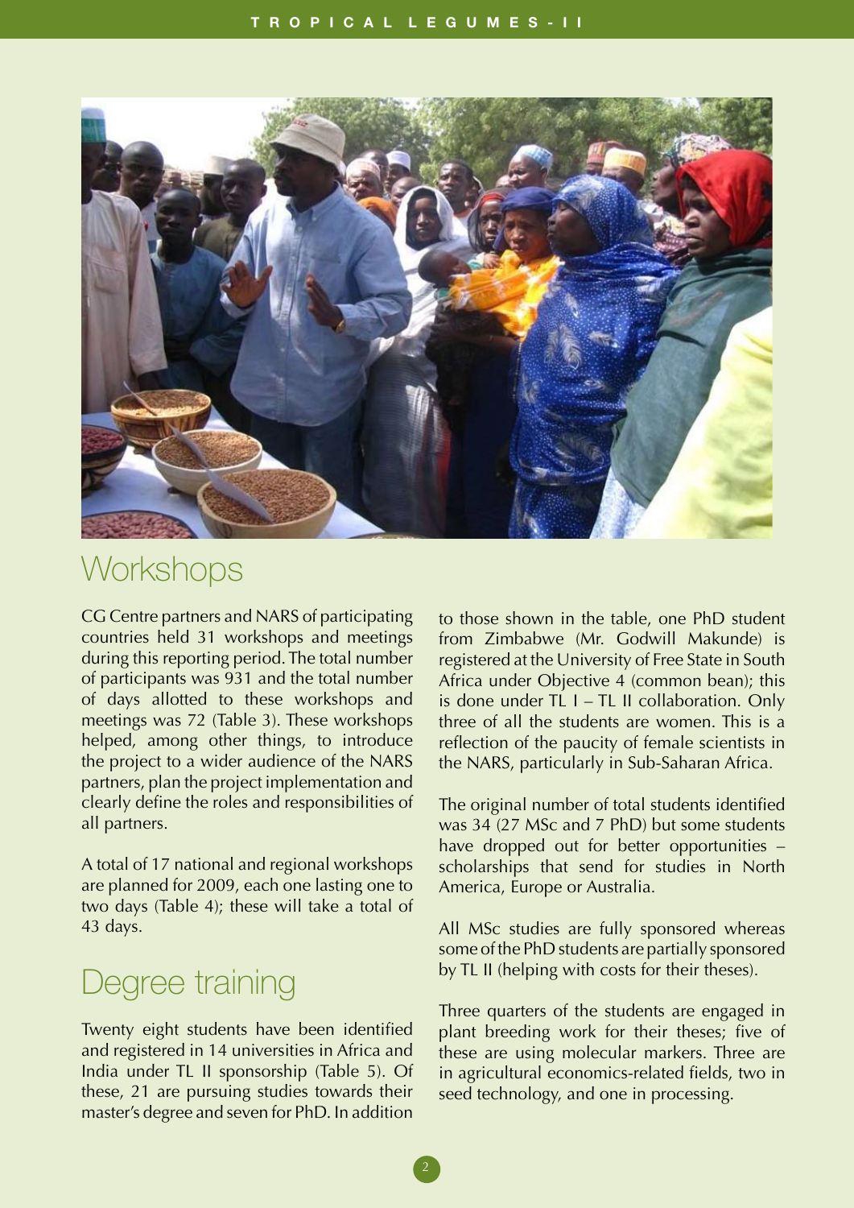## Workshops

CG Centre partners and NARS of participating countries held 31 workshops and meetings during this reporting period. The total number of participants was 931 and the total number of days allotted to these workshops and meetings was 72 (Table 3). These workshops helped, among other things, to introduce the project to a wider audience of the NARS partners, plan the project implementation and clearly define the roles and responsibilities of all partners.

A total of 17 national and regional workshops are planned for 2009, each one lasting one to two days (Table 4); these will take a total of 43 days.

## Degree training

Twenty eight students have been identified and registered in 14 universities in Africa and India under TL II sponsorship (Table 5). Of these, 21 are pursuing studies towards their master's degree and seven for PhD. In addition to those shown in the table, one PhD student from Zimbabwe (Mr. Godwill Makunde) is registered at the University of Free State in South Africa under Objective 4 (common bean); this is done under TL I – TL II collaboration. Only three of all the students are women. This is a reflection of the paucity of female scientists in the NARS, particularly in Sub-Saharan Africa.

The original number of total students identified was 34 (27 MSc and 7 PhD) but some students have dropped out for better opportunities – scholarships that send for studies in North America, Europe or Australia.

All MSc studies are fully sponsored whereas some of the PhD students are partially sponsored by TL II (helping with costs for their theses).

Three quarters of the students are engaged in plant breeding work for their theses; five of these are using molecular markers. Three are in agricultural economics-related fields, two in seed technology, and one in processing.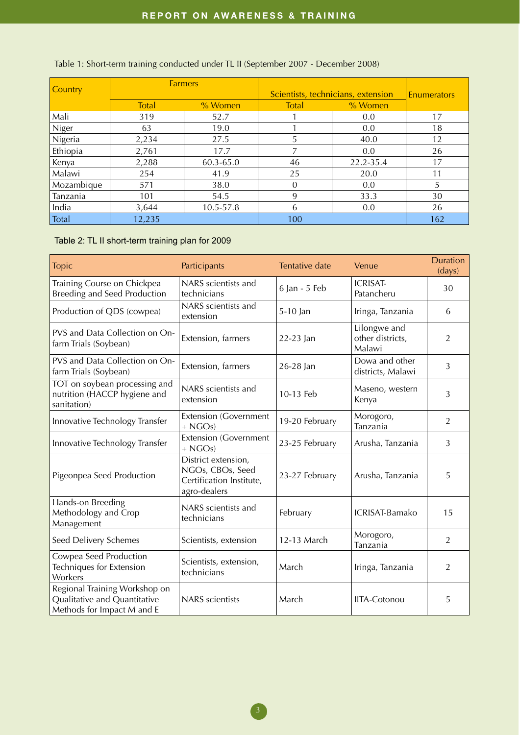Table 1: Short-term training conducted under TL II (September 2007 - December 2008)

| Country | Farmers | | Scientists, technicians, extension | | Enumerators |
|---|---|---|---|---|---|
| | Total | % Women | Total | % Women | |
| Mali | 319 | 52.7 | 1 | 0.0 | 17 |
| Niger | 63 | 19.0 | 1 | 0.0 | 18 |
| Nigeria | 2,234 | 27.5 | 5 | 40.0 | 12 |
| Ethiopia | 2,761 | 17.7 | 7 | 0.0 | 26 |
| Kenya | 2,288 | 60.3-65.0 | 46 | 22.2-35.4 | 17 |
| Malawi | 254 | 41.9 | 25 | 20.0 | 11 |
| Mozambique | 571 | 38.0 | 0 | 0.0 | 5 |
| Tanzania | 101 | 54.5 | 9 | 33.3 | 30 |
| India | 3,644 | 10.5-57.8 | 6 | 0.0 | 26 |
| Total | 12,235 | | 100 | | 162 |

Table 2: TL II short-term training plan for 2009

| Topic | Participants | Tentative date | Venue | Duration (days) |
|---|---|---|---|---|
| Training Course on Chickpea Breeding and Seed Production | NARS scientists and technicians | 6 Jan - 5 Feb | ICRISAT-Patancheru | 30 |
| Production of QDS (cowpea) | NARS scientists and extension | 5-10 Jan | Iringa, Tanzania | 6 |
| PVS and Data Collection on On-farm Trials (Soybean) | Extension, farmers | 22-23 Jan | Lilongwe and other districts, Malawi | 2 |
| PVS and Data Collection on On-farm Trials (Soybean) | Extension, farmers | 26-28 Jan | Dowa and other districts, Malawi | 3 |
| TOT on soybean processing and nutrition (HACCP hygiene and sanitation) | NARS scientists and extension | 10-13 Feb | Maseno, western Kenya | 3 |
| Innovative Technology Transfer | Extension (Government + NGOs) | 19-20 February | Morogoro, Tanzania | 2 |
| Innovative Technology Transfer | Extension (Government + NGOs) | 23-25 February | Arusha, Tanzania | 3 |
| Pigeonpea Seed Production | District extension, NGOs, CBOs, Seed Certification Institute, agro-dealers | 23-27 February | Arusha, Tanzania | 5 |
| Hands-on Breeding Methodology and Crop Management | NARS scientists and technicians | February | ICRISAT-Bamako | 15 |
| Seed Delivery Schemes | Scientists, extension | 12-13 March | Morogoro, Tanzania | 2 |
| Cowpea Seed Production Techniques for Extension Workers | Scientists, extension, technicians | March | Iringa, Tanzania | 2 |
| Regional Training Workshop on Qualitative and Quantitative Methods for Impact M and E | NARS scientists | March | IITA-Cotonou | 5 |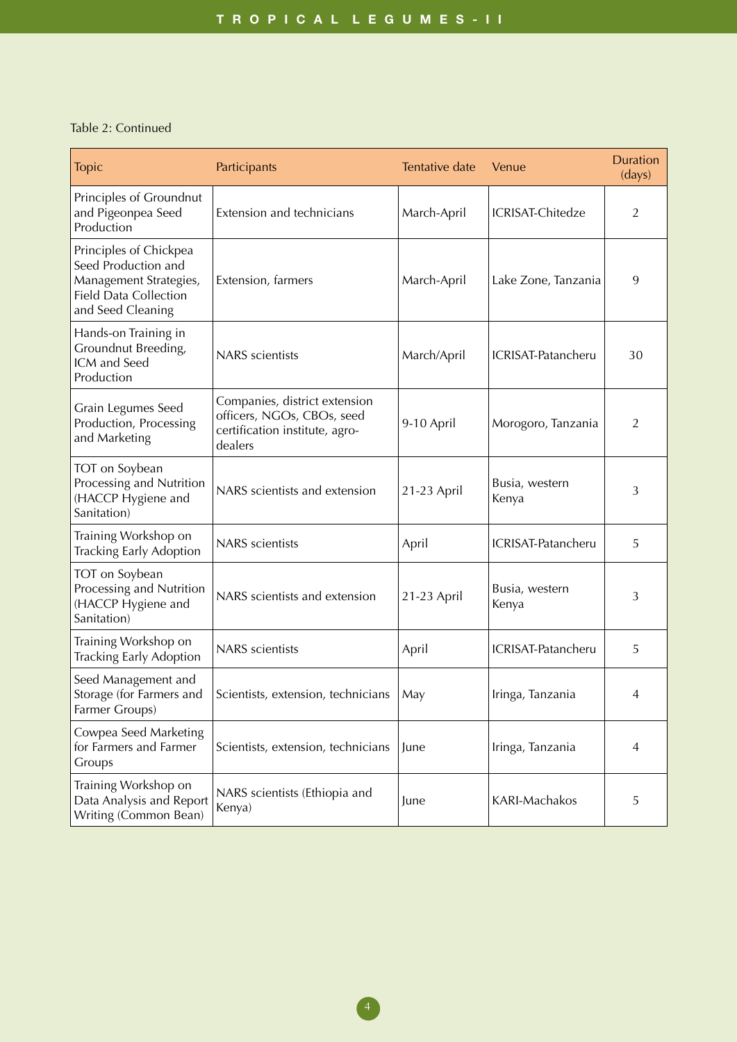Table 2: Continued

| Topic | Participants | Tentative date | Venue | Duration (days) |
|---|---|---|---|---|
| Principles of Groundnut and Pigeonpea Seed Production | Extension and technicians | March-April | ICRISAT-Chitedze | 2 |
| Principles of Chickpea Seed Production and Management Strategies, Field Data Collection and Seed Cleaning | Extension, farmers | March-April | Lake Zone, Tanzania | 9 |
| Hands-on Training in Groundnut Breeding, ICM and Seed Production | NARS scientists | March/April | ICRISAT-Patancheru | 30 |
| Grain Legumes Seed Production, Processing and Marketing | Companies, district extension officers, NGOs, CBOs, seed certification institute, agro-dealers | 9-10 April | Morogoro, Tanzania | 2 |
| TOT on Soybean Processing and Nutrition (HACCP Hygiene and Sanitation) | NARS scientists and extension | 21-23 April | Busia, western Kenya | 3 |
| Training Workshop on Tracking Early Adoption | NARS scientists | April | ICRISAT-Patancheru | 5 |
| TOT on Soybean Processing and Nutrition (HACCP Hygiene and Sanitation) | NARS scientists and extension | 21-23 April | Busia, western Kenya | 3 |
| Training Workshop on Tracking Early Adoption | NARS scientists | April | ICRISAT-Patancheru | 5 |
| Seed Management and Storage (for Farmers and Farmer Groups) | Scientists, extension, technicians | May | Iringa, Tanzania | 4 |
| Cowpea Seed Marketing for Farmers and Farmer Groups | Scientists, extension, technicians | June | Iringa, Tanzania | 4 |
| Training Workshop on Data Analysis and Report Writing (Common Bean) | NARS scientists (Ethiopia and Kenya) | June | KARI-Machakos | 5 |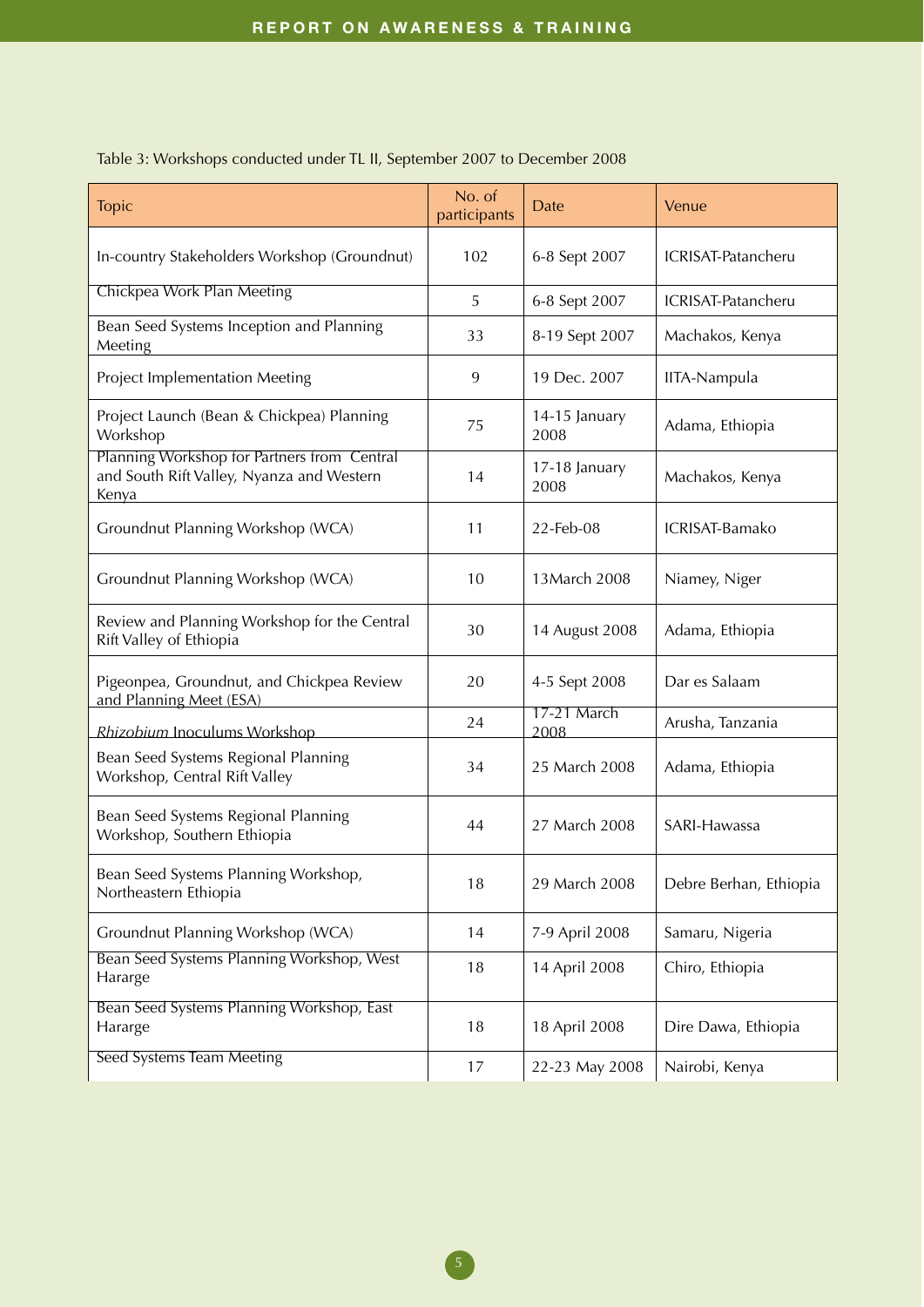Table 3: Workshops conducted under TL II, September 2007 to December 2008

| Topic | No. of participants | Date | Venue |
|---|---|---|---|
| In-country Stakeholders Workshop (Groundnut) | 102 | 6-8 Sept 2007 | ICRISAT-Patancheru |
| Chickpea Work Plan Meeting | 5 | 6-8 Sept 2007 | ICRISAT-Patancheru |
| Bean Seed Systems Inception and Planning Meeting | 33 | 8-19 Sept 2007 | Machakos, Kenya |
| Project Implementation Meeting | 9 | 19 Dec. 2007 | IITA-Nampula |
| Project Launch (Bean & Chickpea) Planning Workshop | 75 | 14-15 January 2008 | Adama, Ethiopia |
| Planning Workshop for Partners from Central and South Rift Valley, Nyanza and Western Kenya | 14 | 17-18 January 2008 | Machakos, Kenya |
| Groundnut Planning Workshop (WCA) | 11 | 22-Feb-08 | ICRISAT-Bamako |
| Groundnut Planning Workshop (WCA) | 10 | 13March 2008 | Niamey, Niger |
| Review and Planning Workshop for the Central Rift Valley of Ethiopia | 30 | 14 August 2008 | Adama, Ethiopia |
| Pigeonpea, Groundnut, and Chickpea Review and Planning Meet (ESA) | 20 | 4-5 Sept 2008 | Dar es Salaam |
| *Rhizobium* Inoculums Workshop | 24 | 17-21 March 2008 | Arusha, Tanzania |
| Bean Seed Systems Regional Planning Workshop, Central Rift Valley | 34 | 25 March 2008 | Adama, Ethiopia |
| Bean Seed Systems Regional Planning Workshop, Southern Ethiopia | 44 | 27 March 2008 | SARI-Hawassa |
| Bean Seed Systems Planning Workshop, Northeastern Ethiopia | 18 | 29 March 2008 | Debre Berhan, Ethiopia |
| Groundnut Planning Workshop (WCA) | 14 | 7-9 April 2008 | Samaru, Nigeria |
| Bean Seed Systems Planning Workshop, West Hararge | 18 | 14 April 2008 | Chiro, Ethiopia |
| Bean Seed Systems Planning Workshop, East Hararge | 18 | 18 April 2008 | Dire Dawa, Ethiopia |
| Seed Systems Team Meeting | 17 | 22-23 May 2008 | Nairobi, Kenya |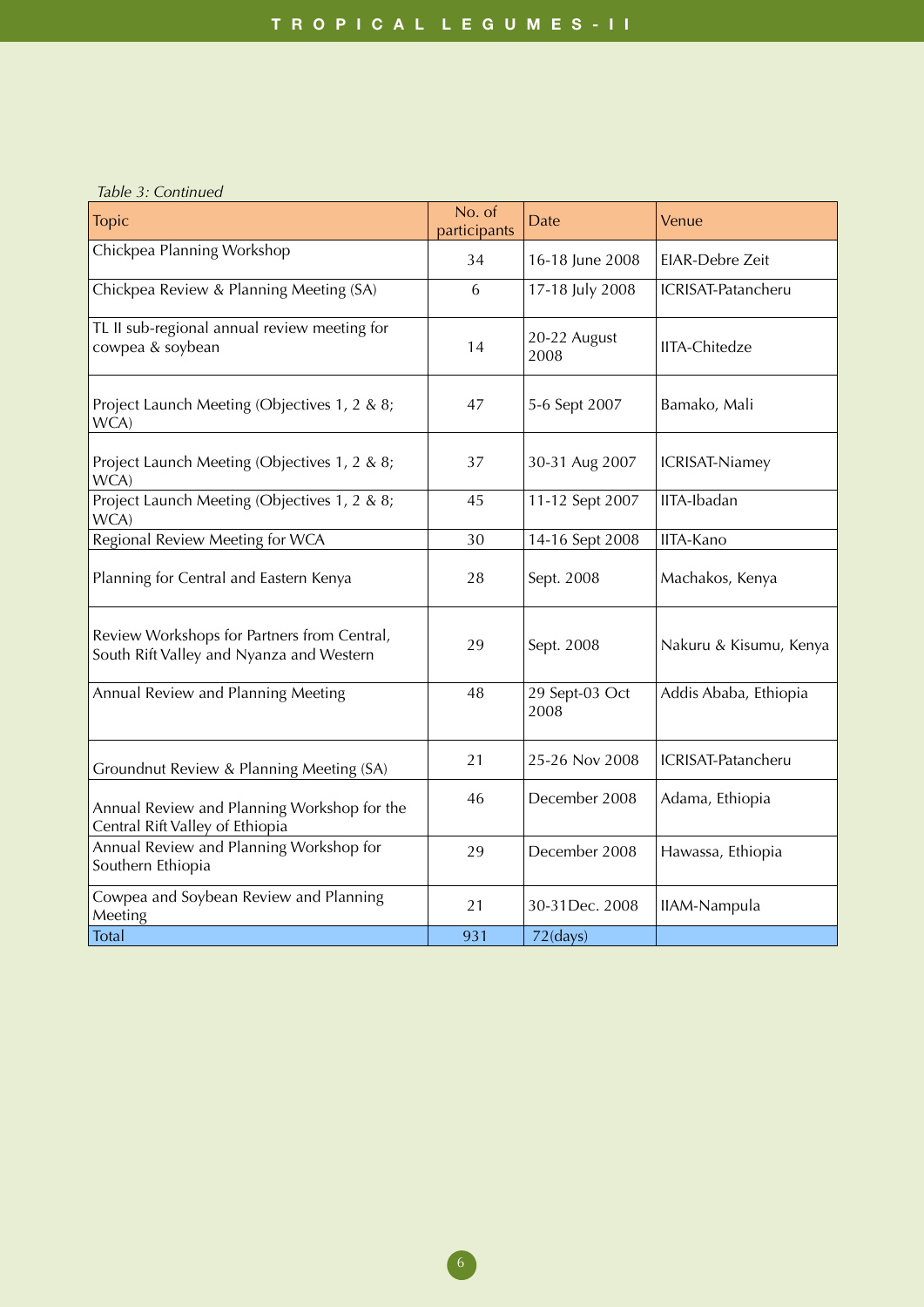*Table 3: Continued*

| Topic | No. of participants | Date | Venue |
|---|---|---|---|
| Chickpea Planning Workshop | 34 | 16-18 June 2008 | EIAR-Debre Zeit |
| Chickpea Review & Planning Meeting (SA) | 6 | 17-18 July 2008 | ICRISAT-Patancheru |
| TL II sub-regional annual review meeting for cowpea & soybean | 14 | 20-22 August 2008 | IITA-Chitedze |
| Project Launch Meeting (Objectives 1, 2 & 8; WCA) | 47 | 5-6 Sept 2007 | Bamako, Mali |
| Project Launch Meeting (Objectives 1, 2 & 8; WCA) | 37 | 30-31 Aug 2007 | ICRISAT-Niamey |
| Project Launch Meeting (Objectives 1, 2 & 8; WCA) | 45 | 11-12 Sept 2007 | IITA-Ibadan |
| Regional Review Meeting for WCA | 30 | 14-16 Sept 2008 | IITA-Kano |
| Planning for Central and Eastern Kenya | 28 | Sept. 2008 | Machakos, Kenya |
| Review Workshops for Partners from Central, South Rift Valley and Nyanza and Western | 29 | Sept. 2008 | Nakuru & Kisumu, Kenya |
| Annual Review and Planning Meeting | 48 | 29 Sept-03 Oct 2008 | Addis Ababa, Ethiopia |
| Groundnut Review & Planning Meeting (SA) | 21 | 25-26 Nov 2008 | ICRISAT-Patancheru |
| Annual Review and Planning Workshop for the Central Rift Valley of Ethiopia | 46 | December 2008 | Adama, Ethiopia |
| Annual Review and Planning Workshop for Southern Ethiopia | 29 | December 2008 | Hawassa, Ethiopia |
| Cowpea and Soybean Review and Planning Meeting | 21 | 30-31Dec. 2008 | IIAM-Nampula |
| Total | 931 | 72(days) | |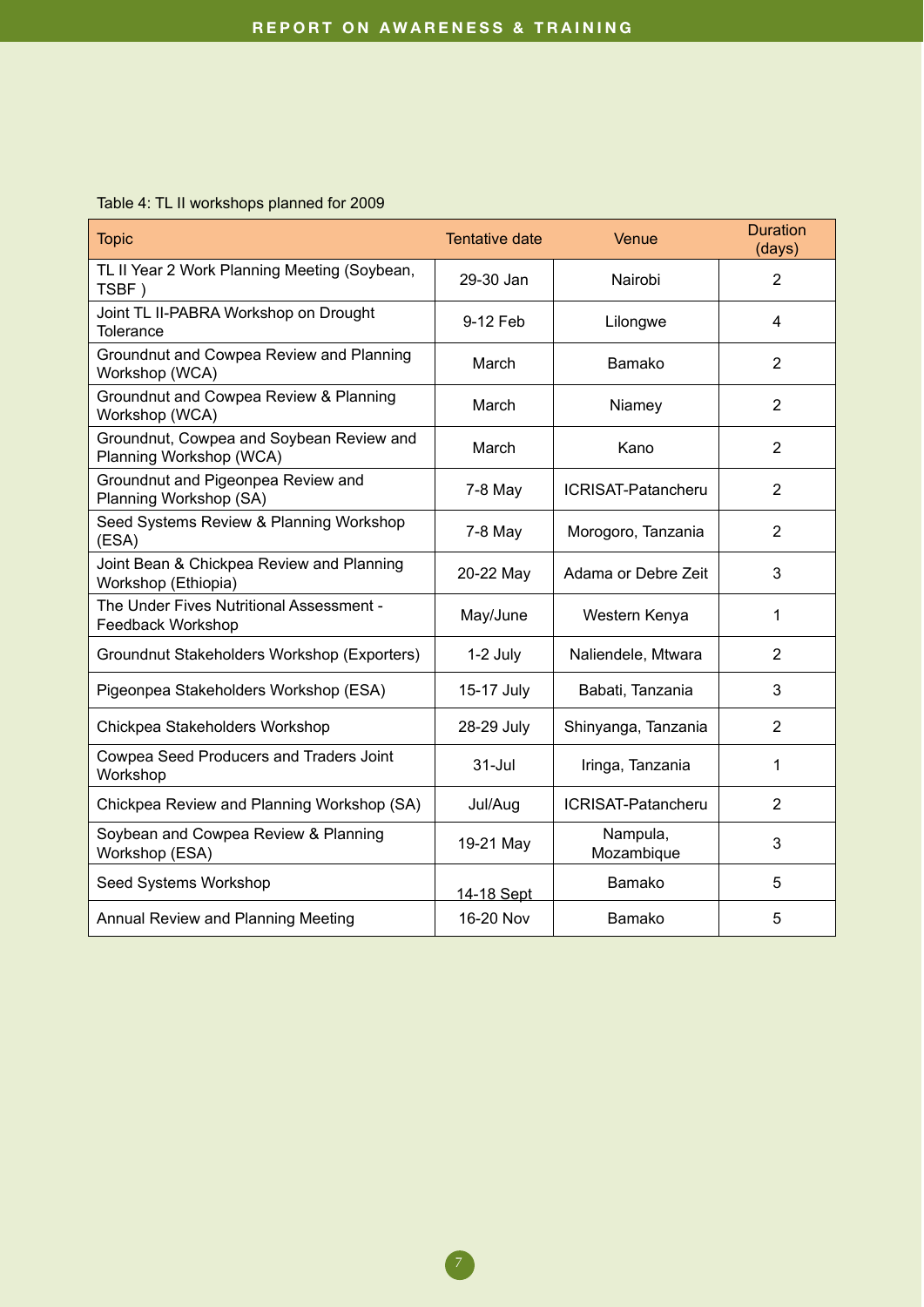Table 4: TL II workshops planned for 2009

| Topic | Tentative date | Venue | Duration (days) |
|---|---|---|---|
| TL II Year 2 Work Planning Meeting (Soybean, TSBF ) | 29-30 Jan | Nairobi | 2 |
| Joint TL II-PABRA Workshop on Drought Tolerance | 9-12 Feb | Lilongwe | 4 |
| Groundnut and Cowpea Review and Planning Workshop (WCA) | March | Bamako | 2 |
| Groundnut and Cowpea Review & Planning Workshop (WCA) | March | Niamey | 2 |
| Groundnut, Cowpea and Soybean Review and Planning Workshop (WCA) | March | Kano | 2 |
| Groundnut and Pigeonpea Review and Planning Workshop (SA) | 7-8 May | ICRISAT-Patancheru | 2 |
| Seed Systems Review & Planning Workshop (ESA) | 7-8 May | Morogoro, Tanzania | 2 |
| Joint Bean & Chickpea Review and Planning Workshop (Ethiopia) | 20-22 May | Adama or Debre Zeit | 3 |
| The Under Fives Nutritional Assessment - Feedback Workshop | May/June | Western Kenya | 1 |
| Groundnut Stakeholders Workshop (Exporters) | 1-2 July | Naliendele, Mtwara | 2 |
| Pigeonpea Stakeholders Workshop (ESA) | 15-17 July | Babati, Tanzania | 3 |
| Chickpea Stakeholders Workshop | 28-29 July | Shinyanga, Tanzania | 2 |
| Cowpea Seed Producers and Traders Joint Workshop | 31-Jul | Iringa, Tanzania | 1 |
| Chickpea Review and Planning Workshop (SA) | Jul/Aug | ICRISAT-Patancheru | 2 |
| Soybean and Cowpea Review & Planning Workshop (ESA) | 19-21 May | Nampula, Mozambique | 3 |
| Seed Systems Workshop | 14-18 Sept | Bamako | 5 |
| Annual Review and Planning Meeting | 16-20 Nov | Bamako | 5 |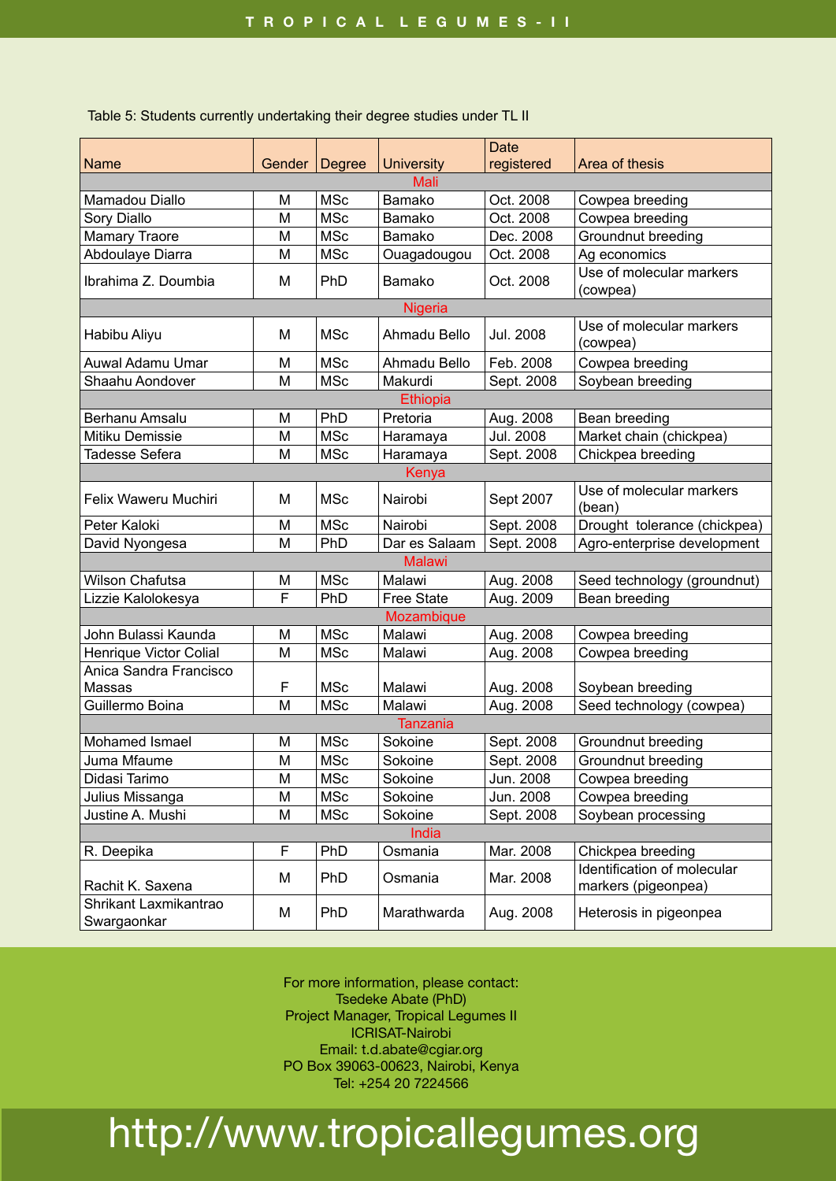Table 5: Students currently undertaking their degree studies under TL II

| Name | Gender | Degree | University | Date registered | Area of thesis |
|---|---|---|---|---|---|
| Mali | | | | | |
| Mamadou Diallo | M | MSc | Bamako | Oct. 2008 | Cowpea breeding |
| Sory Diallo | M | MSc | Bamako | Oct. 2008 | Cowpea breeding |
| Mamary Traore | M | MSc | Bamako | Dec. 2008 | Groundnut breeding |
| Abdoulaye Diarra | M | MSc | Ouagadougou | Oct. 2008 | Ag economics |
| Ibrahima Z. Doumbia | M | PhD | Bamako | Oct. 2008 | Use of molecular markers (cowpea) |
| Nigeria | | | | | |
| Habibu Aliyu | M | MSc | Ahmadu Bello | Jul. 2008 | Use of molecular markers (cowpea) |
| Auwal Adamu Umar | M | MSc | Ahmadu Bello | Feb. 2008 | Cowpea breeding |
| Shaahu Aondover | M | MSc | Makurdi | Sept. 2008 | Soybean breeding |
| Ethiopia | | | | | |
| Berhanu Amsalu | M | PhD | Pretoria | Aug. 2008 | Bean breeding |
| Mitiku Demissie | M | MSc | Haramaya | Jul. 2008 | Market chain (chickpea) |
| Tadesse Sefera | M | MSc | Haramaya | Sept. 2008 | Chickpea breeding |
| Kenya | | | | | |
| Felix Waweru Muchiri | M | MSc | Nairobi | Sept 2007 | Use of molecular markers (bean) |
| Peter Kaloki | M | MSc | Nairobi | Sept. 2008 | Drought tolerance (chickpea) |
| David Nyongesa | M | PhD | Dar es Salaam | Sept. 2008 | Agro-enterprise development |
| Malawi | | | | | |
| Wilson Chafutsa | M | MSc | Malawi | Aug. 2008 | Seed technology (groundnut) |
| Lizzie Kalolokesya | F | PhD | Free State | Aug. 2009 | Bean breeding |
| Mozambique | | | | | |
| John Bulassi Kaunda | M | MSc | Malawi | Aug. 2008 | Cowpea breeding |
| Henrique Victor Colial | M | MSc | Malawi | Aug. 2008 | Cowpea breeding |
| Anica Sandra Francisco Massas | F | MSc | Malawi | Aug. 2008 | Soybean breeding |
| Guillermo Boina | M | MSc | Malawi | Aug. 2008 | Seed technology (cowpea) |
| Tanzania | | | | | |
| Mohamed Ismael | M | MSc | Sokoine | Sept. 2008 | Groundnut breeding |
| Juma Mfaume | M | MSc | Sokoine | Sept. 2008 | Groundnut breeding |
| Didasi Tarimo | M | MSc | Sokoine | Jun. 2008 | Cowpea breeding |
| Julius Missanga | M | MSc | Sokoine | Jun. 2008 | Cowpea breeding |
| Justine A. Mushi | M | MSc | Sokoine | Sept. 2008 | Soybean processing |
| India | | | | | |
| R. Deepika | F | PhD | Osmania | Mar. 2008 | Chickpea breeding |
| Rachit K. Saxena | M | PhD | Osmania | Mar. 2008 | Identification of molecular markers (pigeonpea) |
| Shrikant Laxmikantrao Swargaonkar | M | PhD | Marathwarda | Aug. 2008 | Heterosis in pigeonpea |

For more information, please contact:
Tsedeke Abate (PhD)
Project Manager, Tropical Legumes II
ICRISAT-Nairobi
Email: t.d.abate@cgiar.org
PO Box 39063-00623, Nairobi, Kenya
Tel: +254 20 7224566

http://www.tropicallegumes.org